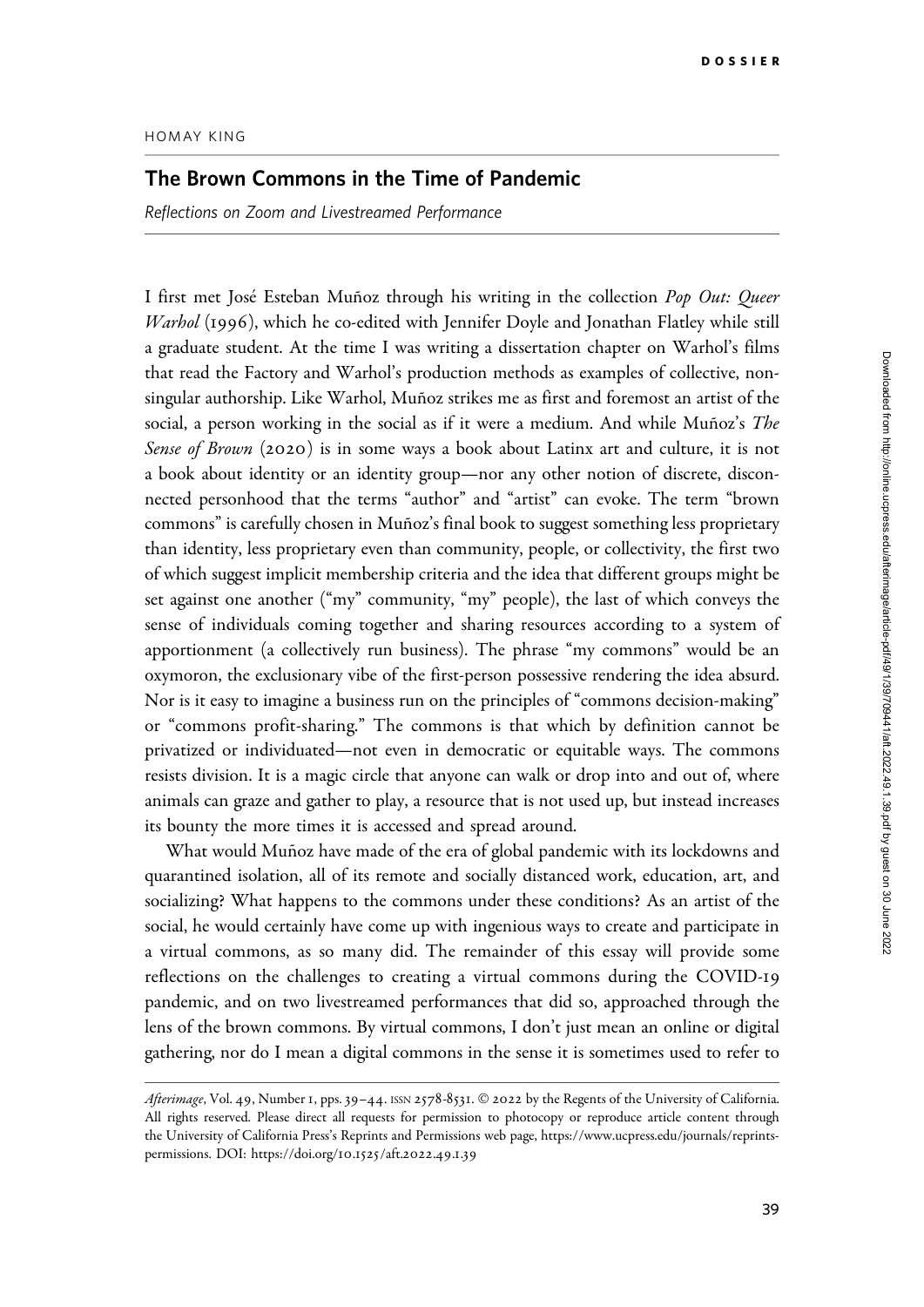DOSSIER

HOMAY KING

# The Brown Commons in the Time of Pandemic

*Reflections on Zoom and Livestreamed Performance*

I first met José Esteban Muñoz through his writing in the collection *Pop Out: Queer Warhol* (1996), which he co-edited with Jennifer Doyle and Jonathan Flatley while still a graduate student. At the time I was writing a dissertation chapter on Warhol's films that read the Factory and Warhol's production methods as examples of collective, non-singular authorship. Like Warhol, Muñoz strikes me as first and foremost an artist of the social, a person working in the social as if it were a medium. And while Muñoz's *The Sense of Brown* (2020) is in some ways a book about Latinx art and culture, it is not a book about identity or an identity group—nor any other notion of discrete, disconnected personhood that the terms "author" and "artist" can evoke. The term "brown commons" is carefully chosen in Muñoz's final book to suggest something less proprietary than identity, less proprietary even than community, people, or collectivity, the first two of which suggest implicit membership criteria and the idea that different groups might be set against one another ("my" community, "my" people), the last of which conveys the sense of individuals coming together and sharing resources according to a system of apportionment (a collectively run business). The phrase "my commons" would be an oxymoron, the exclusionary vibe of the first-person possessive rendering the idea absurd. Nor is it easy to imagine a business run on the principles of "commons decision-making" or "commons profit-sharing." The commons is that which by definition cannot be privatized or individuated—not even in democratic or equitable ways. The commons resists division. It is a magic circle that anyone can walk or drop into and out of, where animals can graze and gather to play, a resource that is not used up, but instead increases its bounty the more times it is accessed and spread around.

What would Muñoz have made of the era of global pandemic with its lockdowns and quarantined isolation, all of its remote and socially distanced work, education, art, and socializing? What happens to the commons under these conditions? As an artist of the social, he would certainly have come up with ingenious ways to create and participate in a virtual commons, as so many did. The remainder of this essay will provide some reflections on the challenges to creating a virtual commons during the COVID-19 pandemic, and on two livestreamed performances that did so, approached through the lens of the brown commons. By virtual commons, I don't just mean an online or digital gathering, nor do I mean a digital commons in the sense it is sometimes used to refer to

*Afterimage*, Vol. 49, Number 1, pps. 39–44. ISSN 2578-8531. © 2022 by the Regents of the University of California. All rights reserved. Please direct all requests for permission to photocopy or reproduce article content through the University of California Press's Reprints and Permissions web page, https://www.ucpress.edu/journals/reprints-permissions. DOI: https://doi.org/10.1525/aft.2022.49.1.39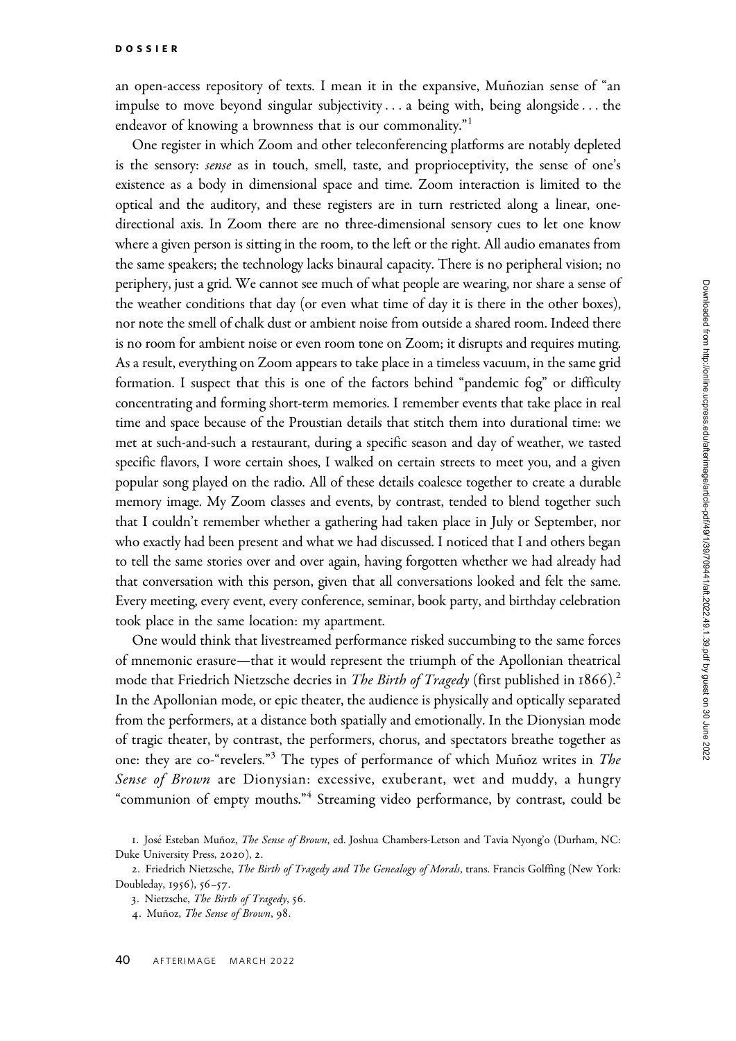an open-access repository of texts. I mean it in the expansive, Muñozian sense of "an impulse to move beyond singular subjectivity . . . a being with, being alongside . . . the endeavor of knowing a brownness that is our commonality."[1]

One register in which Zoom and other teleconferencing platforms are notably depleted is the sensory: *sense* as in touch, smell, taste, and proprioceptivity, the sense of one's existence as a body in dimensional space and time. Zoom interaction is limited to the optical and the auditory, and these registers are in turn restricted along a linear, one-directional axis. In Zoom there are no three-dimensional sensory cues to let one know where a given person is sitting in the room, to the left or the right. All audio emanates from the same speakers; the technology lacks binaural capacity. There is no peripheral vision; no periphery, just a grid. We cannot see much of what people are wearing, nor share a sense of the weather conditions that day (or even what time of day it is there in the other boxes), nor note the smell of chalk dust or ambient noise from outside a shared room. Indeed there is no room for ambient noise or even room tone on Zoom; it disrupts and requires muting. As a result, everything on Zoom appears to take place in a timeless vacuum, in the same grid formation. I suspect that this is one of the factors behind "pandemic fog" or difficulty concentrating and forming short-term memories. I remember events that take place in real time and space because of the Proustian details that stitch them into durational time: we met at such-and-such a restaurant, during a specific season and day of weather, we tasted specific flavors, I wore certain shoes, I walked on certain streets to meet you, and a given popular song played on the radio. All of these details coalesce together to create a durable memory image. My Zoom classes and events, by contrast, tended to blend together such that I couldn't remember whether a gathering had taken place in July or September, nor who exactly had been present and what we had discussed. I noticed that I and others began to tell the same stories over and over again, having forgotten whether we had already had that conversation with this person, given that all conversations looked and felt the same. Every meeting, every event, every conference, seminar, book party, and birthday celebration took place in the same location: my apartment.

One would think that livestreamed performance risked succumbing to the same forces of mnemonic erasure—that it would represent the triumph of the Apollonian theatrical mode that Friedrich Nietzsche decries in *The Birth of Tragedy* (first published in 1866).[2] In the Apollonian mode, or epic theater, the audience is physically and optically separated from the performers, at a distance both spatially and emotionally. In the Dionysian mode of tragic theater, by contrast, the performers, chorus, and spectators breathe together as one: they are co-"revelers."[3] The types of performance of which Muñoz writes in *The Sense of Brown* are Dionysian: excessive, exuberant, wet and muddy, a hungry "communion of empty mouths."[4] Streaming video performance, by contrast, could be

1. José Esteban Muñoz, *The Sense of Brown*, ed. Joshua Chambers-Letson and Tavia Nyong'o (Durham, NC: Duke University Press, 2020), 2.

2. Friedrich Nietzsche, *The Birth of Tragedy and The Genealogy of Morals*, trans. Francis Golffing (New York: Doubleday, 1956), 56–57.

3. Nietzsche, *The Birth of Tragedy*, 56.

4. Muñoz, *The Sense of Brown*, 98.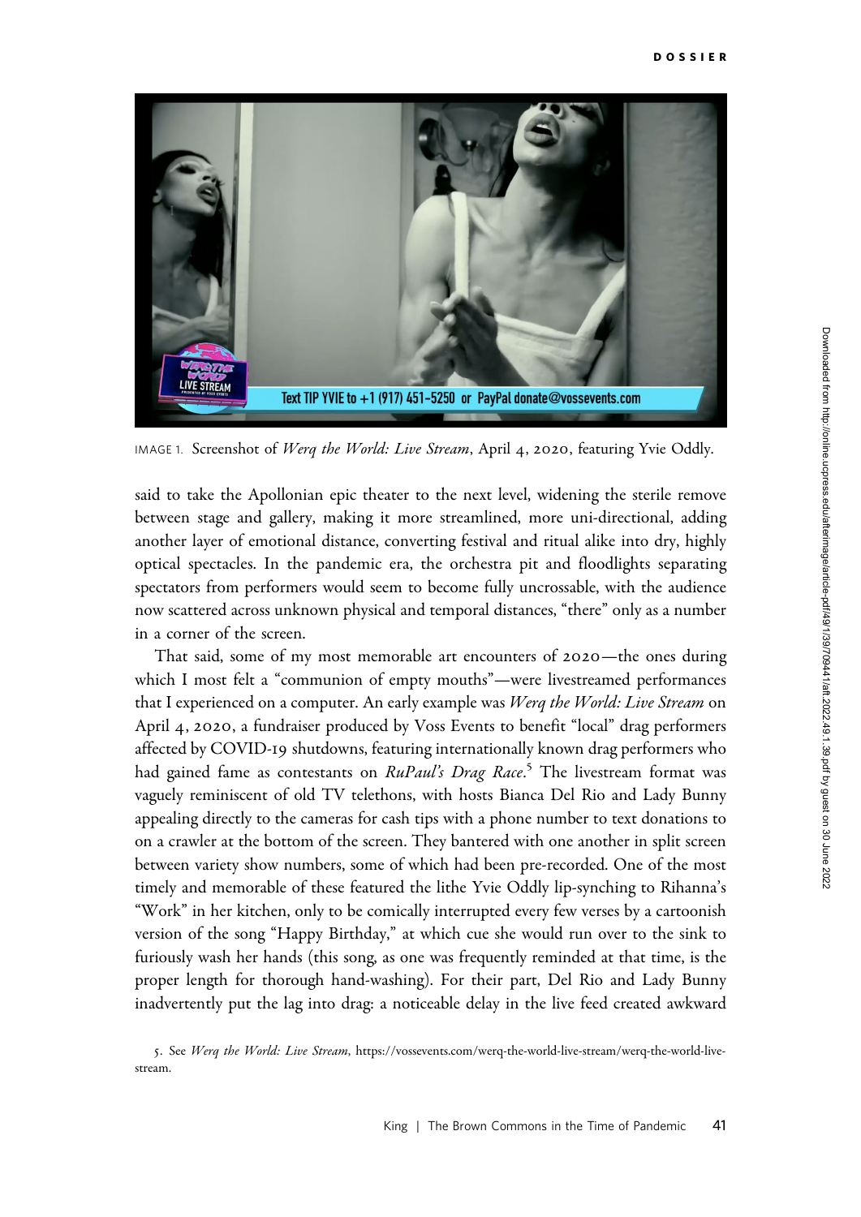IMAGE 1. Screenshot of *Werq the World: Live Stream*, April 4, 2020, featuring Yvie Oddly.

said to take the Apollonian epic theater to the next level, widening the sterile remove between stage and gallery, making it more streamlined, more uni-directional, adding another layer of emotional distance, converting festival and ritual alike into dry, highly optical spectacles. In the pandemic era, the orchestra pit and floodlights separating spectators from performers would seem to become fully uncrossable, with the audience now scattered across unknown physical and temporal distances, "there" only as a number in a corner of the screen.

That said, some of my most memorable art encounters of 2020—the ones during which I most felt a "communion of empty mouths"—were livestreamed performances that I experienced on a computer. An early example was *Werq the World: Live Stream* on April 4, 2020, a fundraiser produced by Voss Events to benefit "local" drag performers affected by COVID-19 shutdowns, featuring internationally known drag performers who had gained fame as contestants on *RuPaul's Drag Race*.[5] The livestream format was vaguely reminiscent of old TV telethons, with hosts Bianca Del Rio and Lady Bunny appealing directly to the cameras for cash tips with a phone number to text donations to on a crawler at the bottom of the screen. They bantered with one another in split screen between variety show numbers, some of which had been pre-recorded. One of the most timely and memorable of these featured the lithe Yvie Oddly lip-synching to Rihanna's "Work" in her kitchen, only to be comically interrupted every few verses by a cartoonish version of the song "Happy Birthday," at which cue she would run over to the sink to furiously wash her hands (this song, as one was frequently reminded at that time, is the proper length for thorough hand-washing). For their part, Del Rio and Lady Bunny inadvertently put the lag into drag: a noticeable delay in the live feed created awkward

5. See *Werq the World: Live Stream*, https://vossevents.com/werq-the-world-live-stream/werq-the-world-live-stream.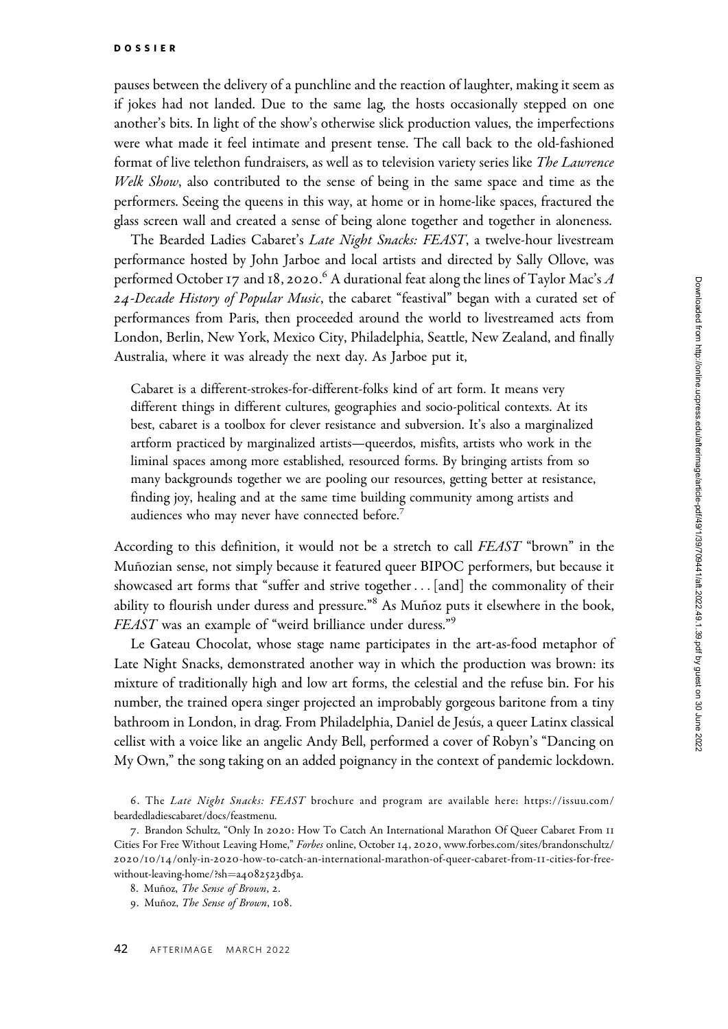pauses between the delivery of a punchline and the reaction of laughter, making it seem as if jokes had not landed. Due to the same lag, the hosts occasionally stepped on one another's bits. In light of the show's otherwise slick production values, the imperfections were what made it feel intimate and present tense. The call back to the old-fashioned format of live telethon fundraisers, as well as to television variety series like *The Lawrence Welk Show*, also contributed to the sense of being in the same space and time as the performers. Seeing the queens in this way, at home or in home-like spaces, fractured the glass screen wall and created a sense of being alone together and together in aloneness.

The Bearded Ladies Cabaret's *Late Night Snacks: FEAST*, a twelve-hour livestream performance hosted by John Jarboe and local artists and directed by Sally Ollove, was performed October 17 and 18, 2020.[6] A durational feat along the lines of Taylor Mac's *A 24-Decade History of Popular Music*, the cabaret "feastival" began with a curated set of performances from Paris, then proceeded around the world to livestreamed acts from London, Berlin, New York, Mexico City, Philadelphia, Seattle, New Zealand, and finally Australia, where it was already the next day. As Jarboe put it,

> Cabaret is a different-strokes-for-different-folks kind of art form. It means very different things in different cultures, geographies and socio-political contexts. At its best, cabaret is a toolbox for clever resistance and subversion. It's also a marginalized artform practiced by marginalized artists—queerdos, misfits, artists who work in the liminal spaces among more established, resourced forms. By bringing artists from so many backgrounds together we are pooling our resources, getting better at resistance, finding joy, healing and at the same time building community among artists and audiences who may never have connected before.[7]

According to this definition, it would not be a stretch to call *FEAST* "brown" in the Muñozian sense, not simply because it featured queer BIPOC performers, but because it showcased art forms that "suffer and strive together . . . [and] the commonality of their ability to flourish under duress and pressure."[8] As Muñoz puts it elsewhere in the book, *FEAST* was an example of "weird brilliance under duress."[9]

Le Gateau Chocolat, whose stage name participates in the art-as-food metaphor of Late Night Snacks, demonstrated another way in which the production was brown: its mixture of traditionally high and low art forms, the celestial and the refuse bin. For his number, the trained opera singer projected an improbably gorgeous baritone from a tiny bathroom in London, in drag. From Philadelphia, Daniel de Jesús, a queer Latinx classical cellist with a voice like an angelic Andy Bell, performed a cover of Robyn's "Dancing on My Own," the song taking on an added poignancy in the context of pandemic lockdown.

6. The *Late Night Snacks: FEAST* brochure and program are available here: https://issuu.com/beardedladiescabaret/docs/feastmenu.

7. Brandon Schultz, "Only In 2020: How To Catch An International Marathon Of Queer Cabaret From 11 Cities For Free Without Leaving Home," *Forbes* online, October 14, 2020, www.forbes.com/sites/brandonschultz/2020/10/14/only-in-2020-how-to-catch-an-international-marathon-of-queer-cabaret-from-11-cities-for-free-without-leaving-home/?sh=a4082523db5a.

8. Muñoz, *The Sense of Brown*, 2.

9. Muñoz, *The Sense of Brown*, 108.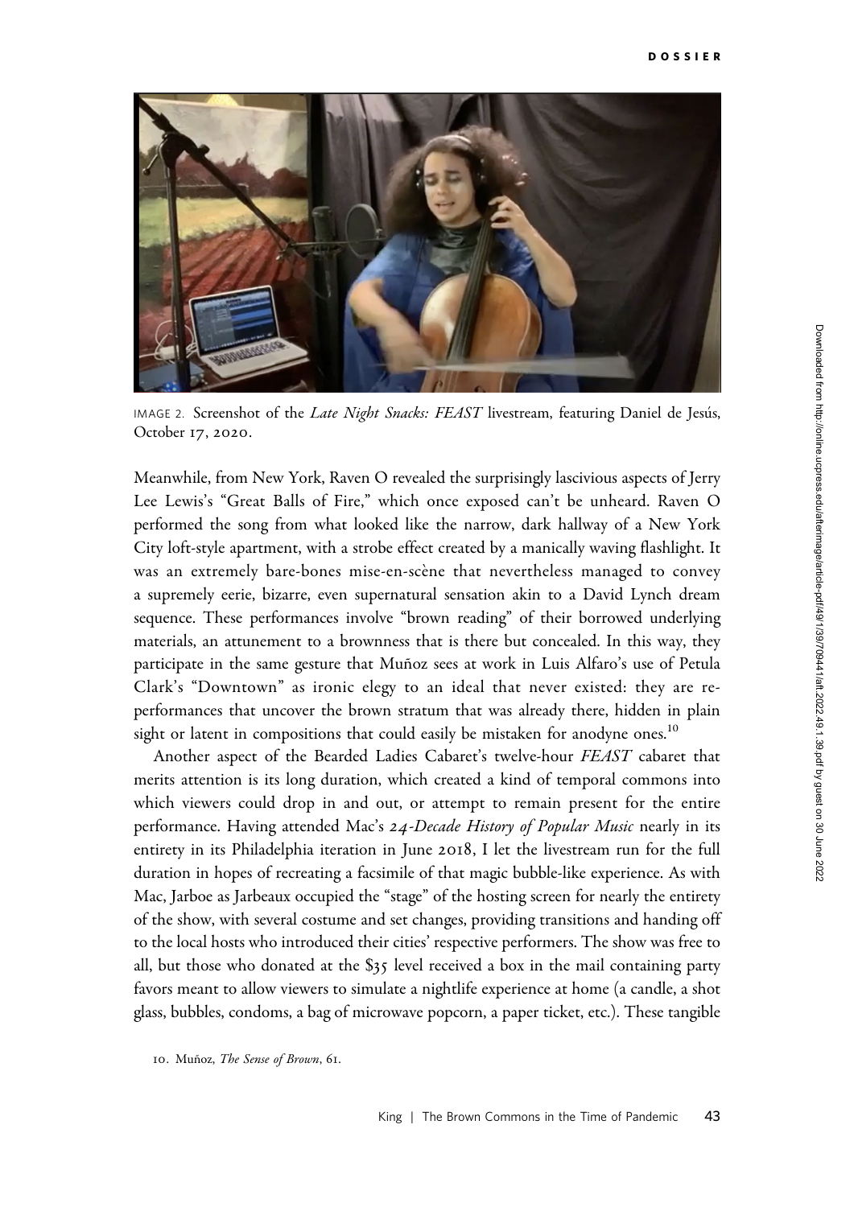IMAGE 2. Screenshot of the *Late Night Snacks: FEAST* livestream, featuring Daniel de Jesús, October 17, 2020.

Meanwhile, from New York, Raven O revealed the surprisingly lascivious aspects of Jerry Lee Lewis's "Great Balls of Fire," which once exposed can't be unheard. Raven O performed the song from what looked like the narrow, dark hallway of a New York City loft-style apartment, with a strobe effect created by a manically waving flashlight. It was an extremely bare-bones mise-en-scène that nevertheless managed to convey a supremely eerie, bizarre, even supernatural sensation akin to a David Lynch dream sequence. These performances involve "brown reading" of their borrowed underlying materials, an attunement to a brownness that is there but concealed. In this way, they participate in the same gesture that Muñoz sees at work in Luis Alfaro's use of Petula Clark's "Downtown" as ironic elegy to an ideal that never existed: they are re-performances that uncover the brown stratum that was already there, hidden in plain sight or latent in compositions that could easily be mistaken for anodyne ones.[10]

Another aspect of the Bearded Ladies Cabaret's twelve-hour *FEAST* cabaret that merits attention is its long duration, which created a kind of temporal commons into which viewers could drop in and out, or attempt to remain present for the entire performance. Having attended Mac's *24-Decade History of Popular Music* nearly in its entirety in its Philadelphia iteration in June 2018, I let the livestream run for the full duration in hopes of recreating a facsimile of that magic bubble-like experience. As with Mac, Jarboe as Jarbeaux occupied the "stage" of the hosting screen for nearly the entirety of the show, with several costume and set changes, providing transitions and handing off to the local hosts who introduced their cities' respective performers. The show was free to all, but those who donated at the $35 level received a box in the mail containing party favors meant to allow viewers to simulate a nightlife experience at home (a candle, a shot glass, bubbles, condoms, a bag of microwave popcorn, a paper ticket, etc.). These tangible

10. Muñoz, *The Sense of Brown*, 61.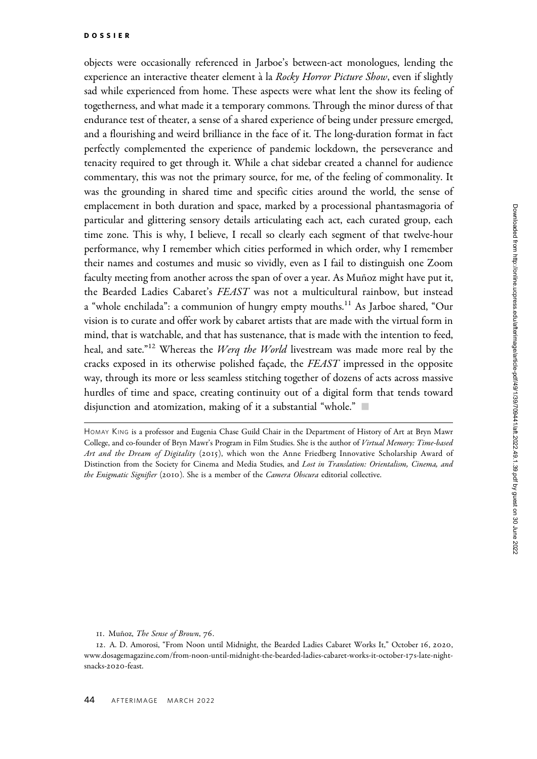objects were occasionally referenced in Jarboe's between-act monologues, lending the experience an interactive theater element à la *Rocky Horror Picture Show*, even if slightly sad while experienced from home. These aspects were what lent the show its feeling of togetherness, and what made it a temporary commons. Through the minor duress of that endurance test of theater, a sense of a shared experience of being under pressure emerged, and a flourishing and weird brilliance in the face of it. The long-duration format in fact perfectly complemented the experience of pandemic lockdown, the perseverance and tenacity required to get through it. While a chat sidebar created a channel for audience commentary, this was not the primary source, for me, of the feeling of commonality. It was the grounding in shared time and specific cities around the world, the sense of emplacement in both duration and space, marked by a processional phantasmagoria of particular and glittering sensory details articulating each act, each curated group, each time zone. This is why, I believe, I recall so clearly each segment of that twelve-hour performance, why I remember which cities performed in which order, why I remember their names and costumes and music so vividly, even as I fail to distinguish one Zoom faculty meeting from another across the span of over a year. As Muñoz might have put it, the Bearded Ladies Cabaret's *FEAST* was not a multicultural rainbow, but instead a "whole enchilada": a communion of hungry empty mouths.[11] As Jarboe shared, "Our vision is to curate and offer work by cabaret artists that are made with the virtual form in mind, that is watchable, and that has sustenance, that is made with the intention to feed, heal, and sate."[12] Whereas the *Werq the World* livestream was made more real by the cracks exposed in its otherwise polished façade, the *FEAST* impressed in the opposite way, through its more or less seamless stitching together of dozens of acts across massive hurdles of time and space, creating continuity out of a digital form that tends toward disjunction and atomization, making of it a substantial "whole." ■

---

HOMAY KING is a professor and Eugenia Chase Guild Chair in the Department of History of Art at Bryn Mawr College, and co-founder of Bryn Mawr's Program in Film Studies. She is the author of *Virtual Memory: Time-based Art and the Dream of Digitality* (2015), which won the Anne Friedberg Innovative Scholarship Award of Distinction from the Society for Cinema and Media Studies, and *Lost in Translation: Orientalism, Cinema, and the Enigmatic Signifier* (2010). She is a member of the *Camera Obscura* editorial collective.

---

11. Muñoz, *The Sense of Brown*, 76.

12. A. D. Amorosi, "From Noon until Midnight, the Bearded Ladies Cabaret Works It," October 16, 2020, www.dosagemagazine.com/from-noon-until-midnight-the-bearded-ladies-cabaret-works-it-october-17s-late-night-snacks-2020-feast.